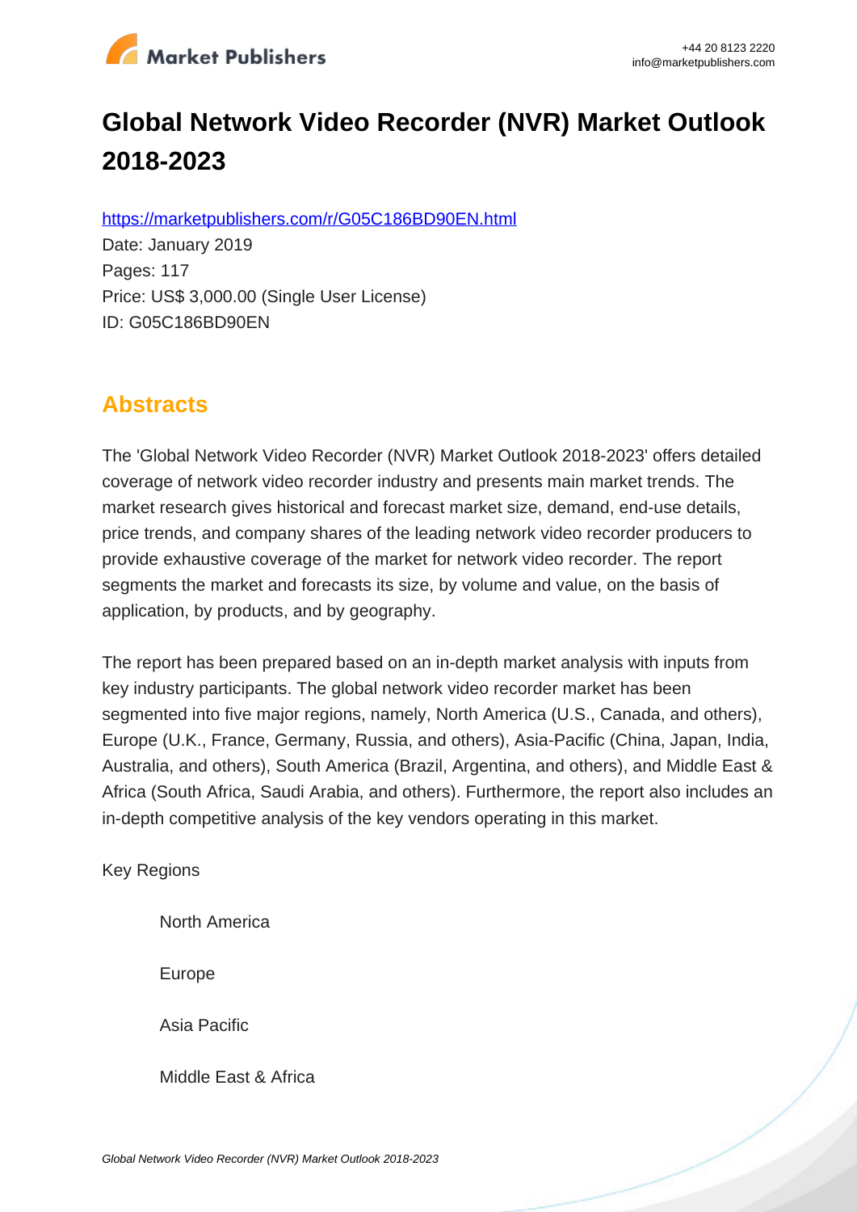# Global Network Video Recorder (NVR) Market Outlook 2018-2023

https://marketpublishers.com/r/G05C186BD90EN.html

Date: January 2019

Pages: 117

Price: US$ 3,000.00 (Single User License)

ID: G05C186BD90EN

## Abstracts

The 'Global Network Video Recorder (NVR) Market Outlook 2018-2023' offers detailed coverage of network video recorder industry and presents main market trends. The market research gives historical and forecast market size, demand, end-use details, price trends, and company shares of the leading network video recorder producers to provide exhaustive coverage of the market for network video recorder. The report segments the market and forecasts its size, by volume and value, on the basis of application, by products, and by geography.

The report has been prepared based on an in-depth market analysis with inputs from key industry participants. The global network video recorder market has been segmented into five major regions, namely, North America (U.S., Canada, and others), Europe (U.K., France, Germany, Russia, and others), Asia-Pacific (China, Japan, India, Australia, and others), South America (Brazil, Argentina, and others), and Middle East & Africa (South Africa, Saudi Arabia, and others). Furthermore, the report also includes an in-depth competitive analysis of the key vendors operating in this market.

Key Regions

- North America
- Europe
- Asia Pacific
- Middle East & Africa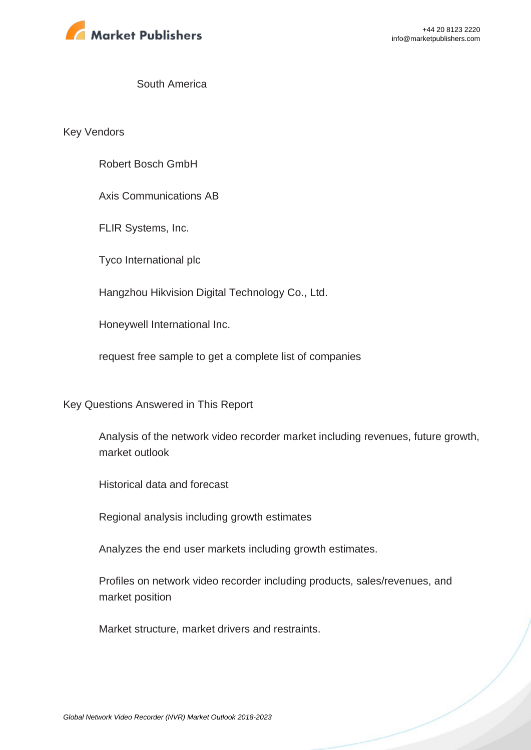- South America

Key Vendors

- Robert Bosch GmbH
- Axis Communications AB
- FLIR Systems, Inc.
- Tyco International plc
- Hangzhou Hikvision Digital Technology Co., Ltd.
- Honeywell International Inc.
- request free sample to get a complete list of companies

Key Questions Answered in This Report

- Analysis of the network video recorder market including revenues, future growth, market outlook
- Historical data and forecast
- Regional analysis including growth estimates
- Analyzes the end user markets including growth estimates.
- Profiles on network video recorder including products, sales/revenues, and market position
- Market structure, market drivers and restraints.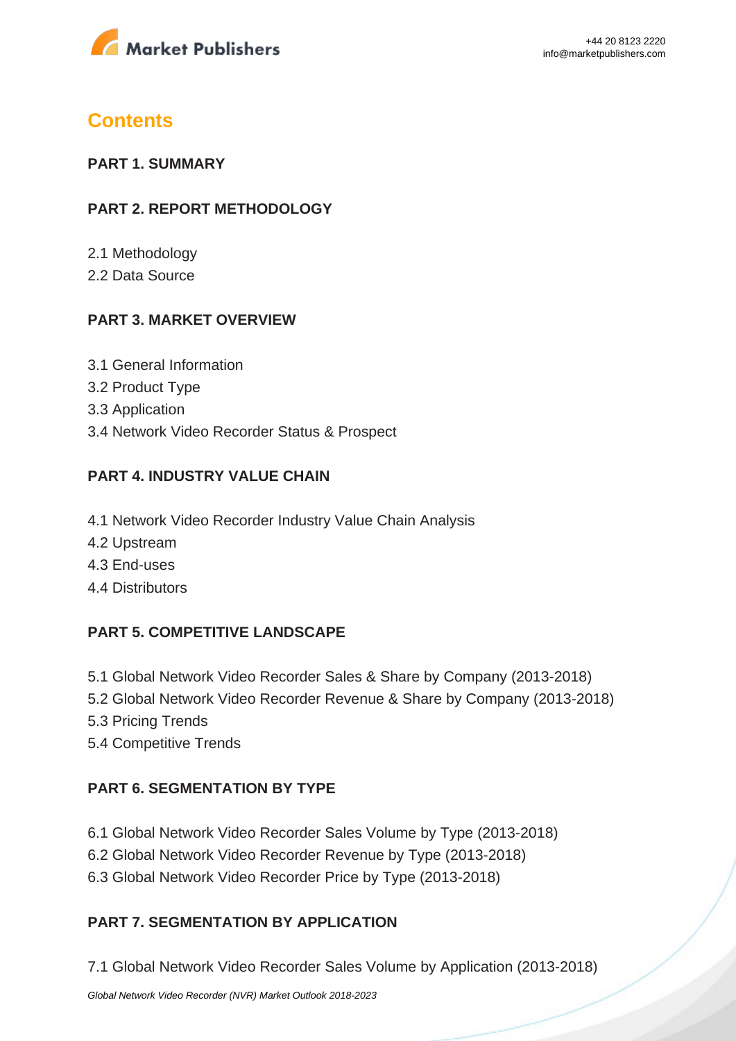# Contents

**PART 1. SUMMARY**

**PART 2. REPORT METHODOLOGY**

2.1 Methodology
2.2 Data Source

**PART 3. MARKET OVERVIEW**

3.1 General Information
3.2 Product Type
3.3 Application
3.4 Network Video Recorder Status & Prospect

**PART 4. INDUSTRY VALUE CHAIN**

4.1 Network Video Recorder Industry Value Chain Analysis
4.2 Upstream
4.3 End-uses
4.4 Distributors

**PART 5. COMPETITIVE LANDSCAPE**

5.1 Global Network Video Recorder Sales & Share by Company (2013-2018)
5.2 Global Network Video Recorder Revenue & Share by Company (2013-2018)
5.3 Pricing Trends
5.4 Competitive Trends

**PART 6. SEGMENTATION BY TYPE**

6.1 Global Network Video Recorder Sales Volume by Type (2013-2018)
6.2 Global Network Video Recorder Revenue by Type (2013-2018)
6.3 Global Network Video Recorder Price by Type (2013-2018)

**PART 7. SEGMENTATION BY APPLICATION**

7.1 Global Network Video Recorder Sales Volume by Application (2013-2018)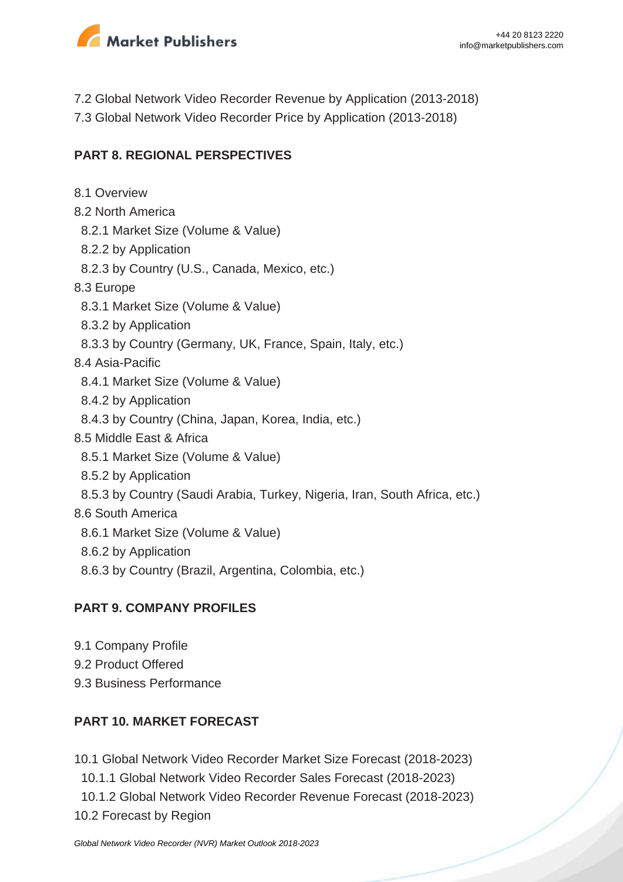7.2 Global Network Video Recorder Revenue by Application (2013-2018)
7.3 Global Network Video Recorder Price by Application (2013-2018)

**PART 8. REGIONAL PERSPECTIVES**

8.1 Overview
8.2 North America
  8.2.1 Market Size (Volume & Value)
  8.2.2 by Application
  8.2.3 by Country (U.S., Canada, Mexico, etc.)
8.3 Europe
  8.3.1 Market Size (Volume & Value)
  8.3.2 by Application
  8.3.3 by Country (Germany, UK, France, Spain, Italy, etc.)
8.4 Asia-Pacific
  8.4.1 Market Size (Volume & Value)
  8.4.2 by Application
  8.4.3 by Country (China, Japan, Korea, India, etc.)
8.5 Middle East & Africa
  8.5.1 Market Size (Volume & Value)
  8.5.2 by Application
  8.5.3 by Country (Saudi Arabia, Turkey, Nigeria, Iran, South Africa, etc.)
8.6 South America
  8.6.1 Market Size (Volume & Value)
  8.6.2 by Application
  8.6.3 by Country (Brazil, Argentina, Colombia, etc.)

**PART 9. COMPANY PROFILES**

9.1 Company Profile
9.2 Product Offered
9.3 Business Performance

**PART 10. MARKET FORECAST**

10.1 Global Network Video Recorder Market Size Forecast (2018-2023)
  10.1.1 Global Network Video Recorder Sales Forecast (2018-2023)
  10.1.2 Global Network Video Recorder Revenue Forecast (2018-2023)
10.2 Forecast by Region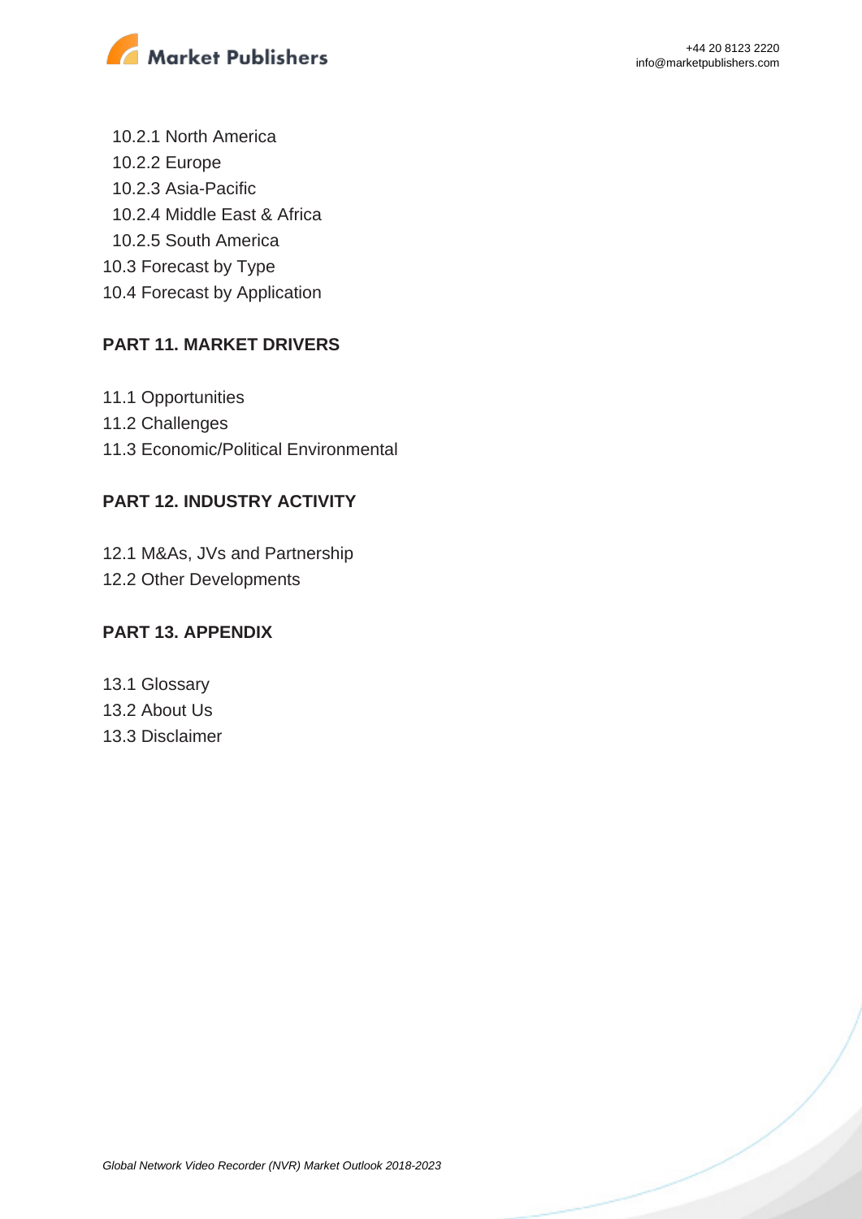10.2.1 North America
10.2.2 Europe
10.2.3 Asia-Pacific
10.2.4 Middle East & Africa
10.2.5 South America
10.3 Forecast by Type
10.4 Forecast by Application

## PART 11. MARKET DRIVERS

11.1 Opportunities
11.2 Challenges
11.3 Economic/Political Environmental

## PART 12. INDUSTRY ACTIVITY

12.1 M&As, JVs and Partnership
12.2 Other Developments

## PART 13. APPENDIX

13.1 Glossary
13.2 About Us
13.3 Disclaimer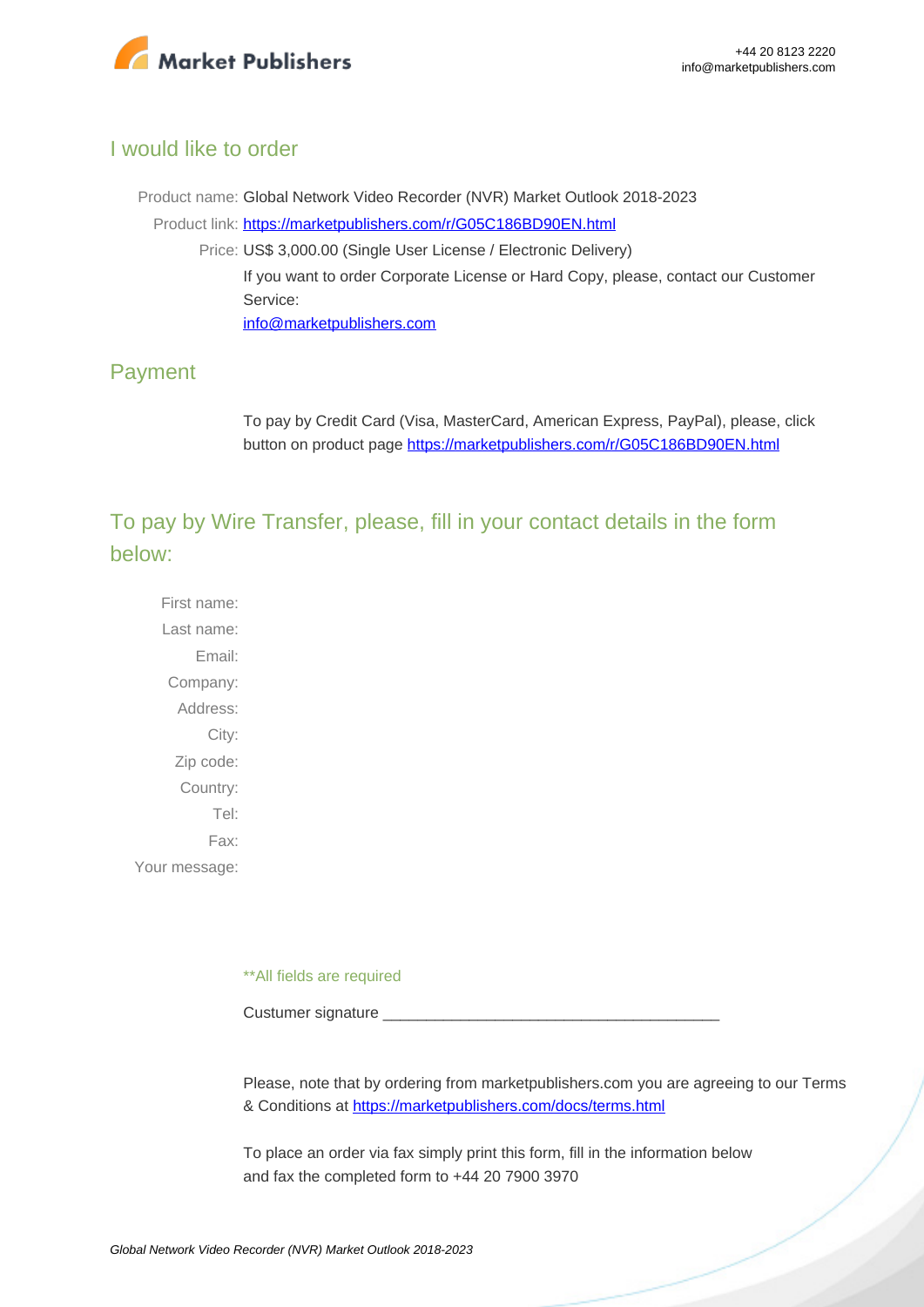## I would like to order

Product name: Global Network Video Recorder (NVR) Market Outlook 2018-2023

Product link: https://marketpublishers.com/r/G05C186BD90EN.html

Price: US$ 3,000.00 (Single User License / Electronic Delivery)

If you want to order Corporate License or Hard Copy, please, contact our Customer Service:

info@marketpublishers.com

## Payment

To pay by Credit Card (Visa, MasterCard, American Express, PayPal), please, click button on product page https://marketpublishers.com/r/G05C186BD90EN.html

## To pay by Wire Transfer, please, fill in your contact details in the form below:

First name:

Last name:

Email:

Company:

Address:

City:

Zip code:

Country:

Tel:

Fax:

Your message:

**All fields are required

Custumer signature _______________________________________

Please, note that by ordering from marketpublishers.com you are agreeing to our Terms & Conditions at https://marketpublishers.com/docs/terms.html

To place an order via fax simply print this form, fill in the information below and fax the completed form to +44 20 7900 3970